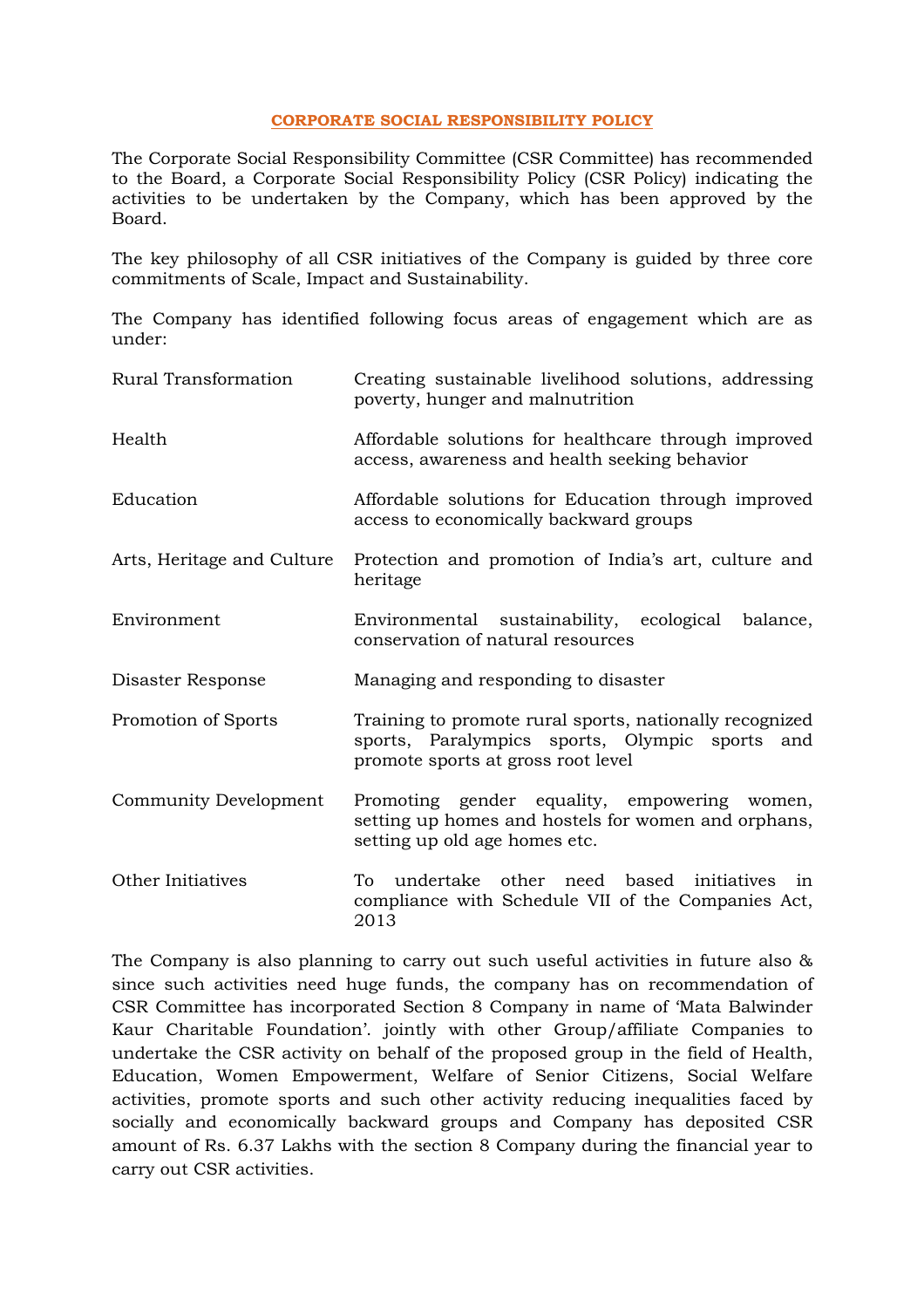# CORPORATE SOCIAL RESPONSIBILITY POLICY

The Corporate Social Responsibility Committee (CSR Committee) has recommended to the Board, a Corporate Social Responsibility Policy (CSR Policy) indicating the activities to be undertaken by the Company, which has been approved by the Board.

The key philosophy of all CSR initiatives of the Company is guided by three core commitments of Scale, Impact and Sustainability.

The Company has identified following focus areas of engagement which are as under:

| | |
|---|---|
| Rural Transformation | Creating sustainable livelihood solutions, addressing poverty, hunger and malnutrition |
| Health | Affordable solutions for healthcare through improved access, awareness and health seeking behavior |
| Education | Affordable solutions for Education through improved access to economically backward groups |
| Arts, Heritage and Culture | Protection and promotion of India's art, culture and heritage |
| Environment | Environmental sustainability, ecological balance, conservation of natural resources |
| Disaster Response | Managing and responding to disaster |
| Promotion of Sports | Training to promote rural sports, nationally recognized sports, Paralympics sports, Olympic sports and promote sports at gross root level |
| Community Development | Promoting gender equality, empowering women, setting up homes and hostels for women and orphans, setting up old age homes etc. |
| Other Initiatives | To undertake other need based initiatives in compliance with Schedule VII of the Companies Act, 2013 |

The Company is also planning to carry out such useful activities in future also & since such activities need huge funds, the company has on recommendation of CSR Committee has incorporated Section 8 Company in name of 'Mata Balwinder Kaur Charitable Foundation'. jointly with other Group/affiliate Companies to undertake the CSR activity on behalf of the proposed group in the field of Health, Education, Women Empowerment, Welfare of Senior Citizens, Social Welfare activities, promote sports and such other activity reducing inequalities faced by socially and economically backward groups and Company has deposited CSR amount of Rs. 6.37 Lakhs with the section 8 Company during the financial year to carry out CSR activities.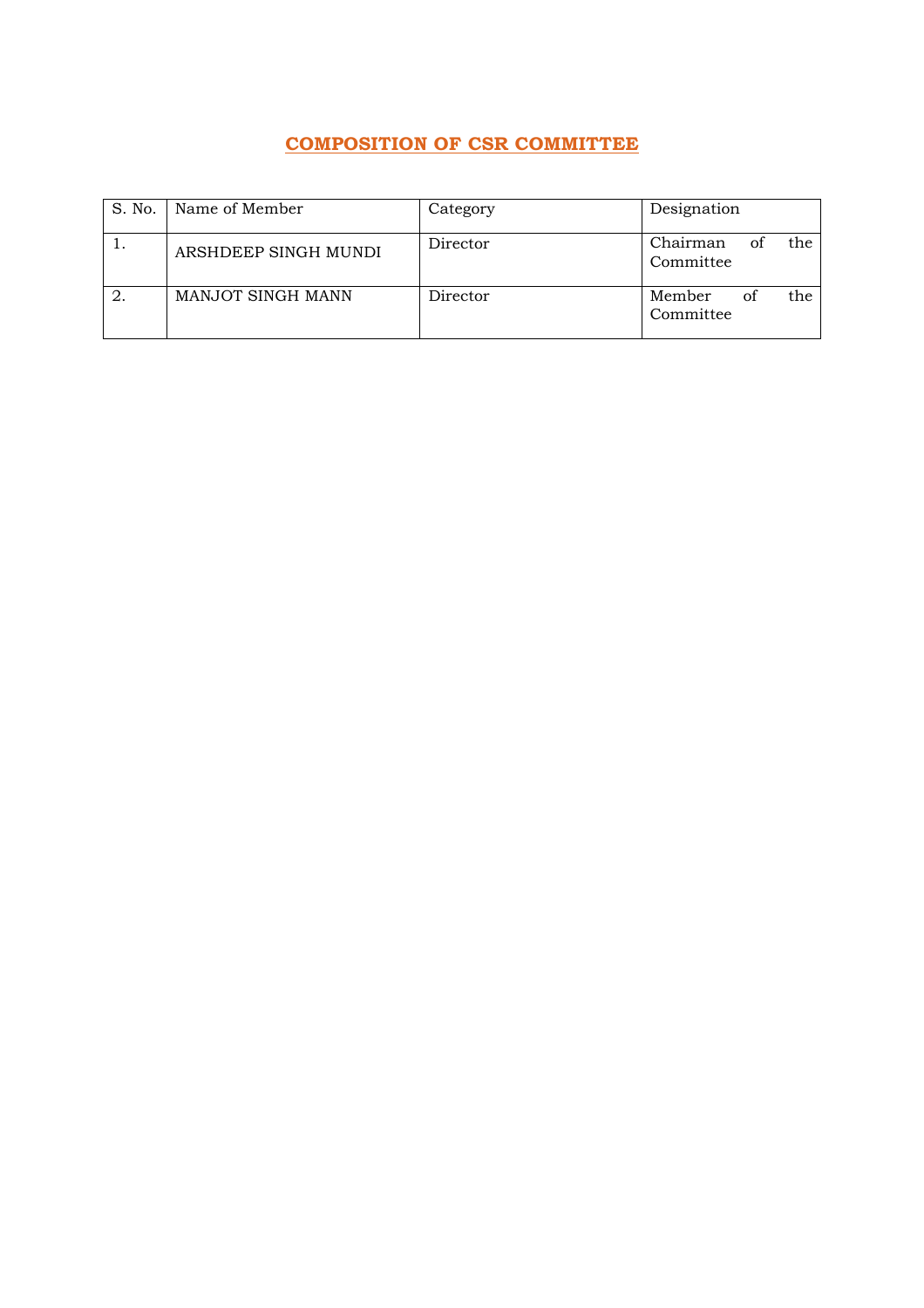## COMPOSITION OF CSR COMMITTEE

| S. No. | Name of Member | Category | Designation |
|---|---|---|---|
| 1. | ARSHDEEP SINGH MUNDI | Director | Chairman of the Committee |
| 2. | MANJOT SINGH MANN | Director | Member of the Committee |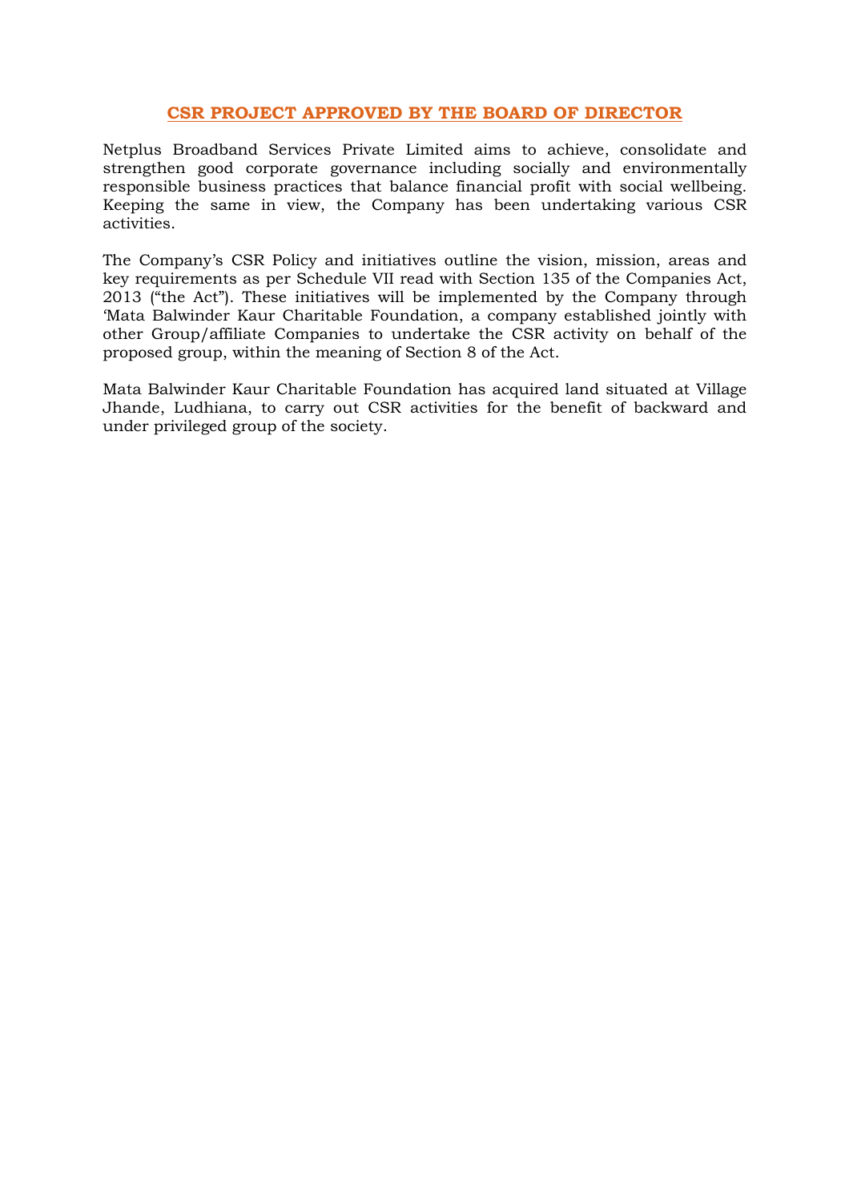## CSR PROJECT APPROVED BY THE BOARD OF DIRECTOR

Netplus Broadband Services Private Limited aims to achieve, consolidate and strengthen good corporate governance including socially and environmentally responsible business practices that balance financial profit with social wellbeing. Keeping the same in view, the Company has been undertaking various CSR activities.

The Company's CSR Policy and initiatives outline the vision, mission, areas and key requirements as per Schedule VII read with Section 135 of the Companies Act, 2013 ("the Act"). These initiatives will be implemented by the Company through 'Mata Balwinder Kaur Charitable Foundation, a company established jointly with other Group/affiliate Companies to undertake the CSR activity on behalf of the proposed group, within the meaning of Section 8 of the Act.

Mata Balwinder Kaur Charitable Foundation has acquired land situated at Village Jhande, Ludhiana, to carry out CSR activities for the benefit of backward and under privileged group of the society.